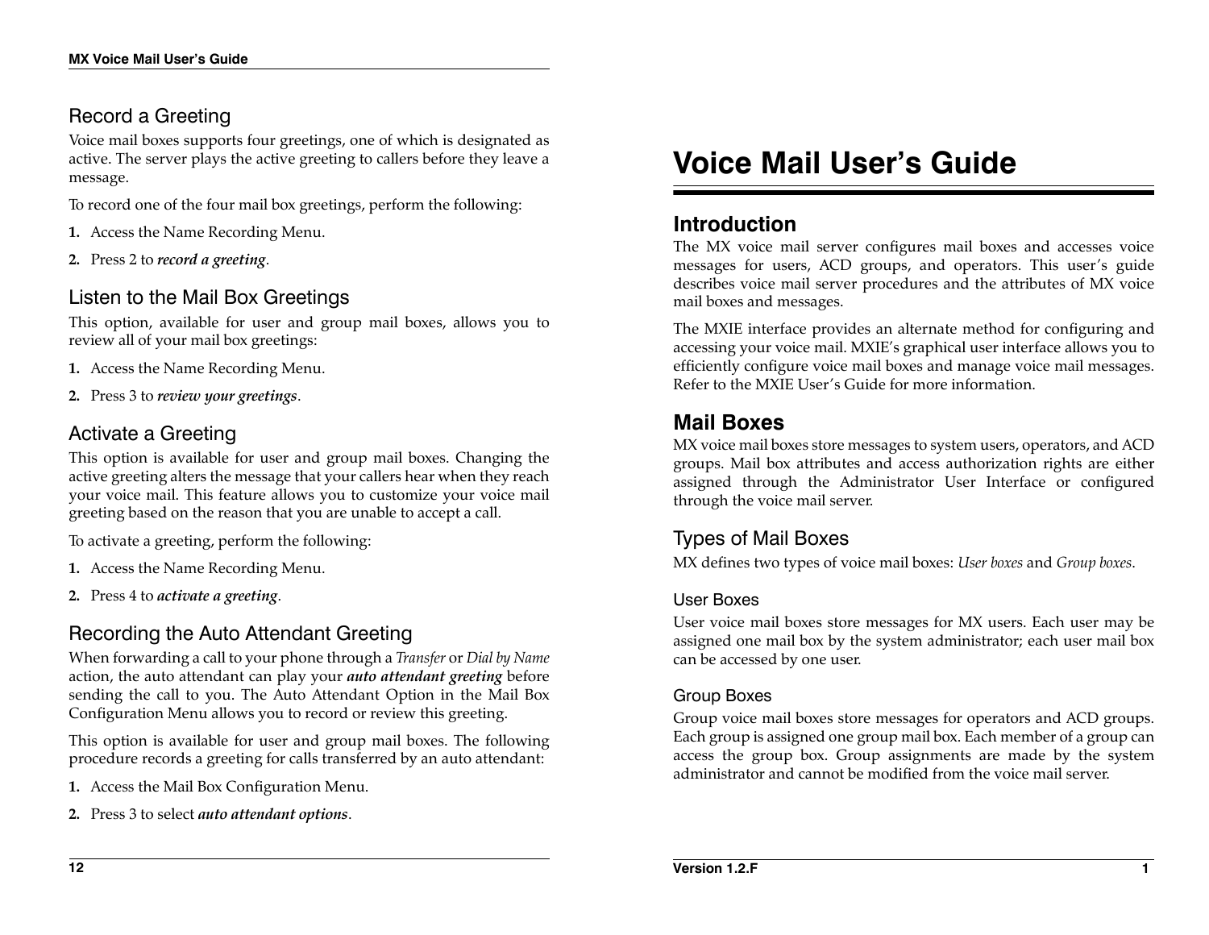## Record a Greeting

Voice mail boxes supports four greetings, one of which is designated as active. The server plays the active greeting to callers before they leave a message.

To record one of the four mail box greetings, perform the following:

1. Access the Name Recording Menu.
2. Press 2 to ***record a greeting***.

## Listen to the Mail Box Greetings

This option, available for user and group mail boxes, allows you to review all of your mail box greetings:

1. Access the Name Recording Menu.
2. Press 3 to ***review your greetings***.

## Activate a Greeting

This option is available for user and group mail boxes. Changing the active greeting alters the message that your callers hear when they reach your voice mail. This feature allows you to customize your voice mail greeting based on the reason that you are unable to accept a call.

To activate a greeting, perform the following:

1. Access the Name Recording Menu.
2. Press 4 to ***activate a greeting***.

## Recording the Auto Attendant Greeting

When forwarding a call to your phone through a *Transfer* or *Dial by Name* action, the auto attendant can play your ***auto attendant greeting*** before sending the call to you. The Auto Attendant Option in the Mail Box Configuration Menu allows you to record or review this greeting.

This option is available for user and group mail boxes. The following procedure records a greeting for calls transferred by an auto attendant:

1. Access the Mail Box Configuration Menu.
2. Press 3 to select ***auto attendant options***.

# Voice Mail User's Guide

## Introduction

The MX voice mail server configures mail boxes and accesses voice messages for users, ACD groups, and operators. This user's guide describes voice mail server procedures and the attributes of MX voice mail boxes and messages.

The MXIE interface provides an alternate method for configuring and accessing your voice mail. MXIE's graphical user interface allows you to efficiently configure voice mail boxes and manage voice mail messages. Refer to the MXIE User's Guide for more information.

## Mail Boxes

MX voice mail boxes store messages to system users, operators, and ACD groups. Mail box attributes and access authorization rights are either assigned through the Administrator User Interface or configured through the voice mail server.

### Types of Mail Boxes

MX defines two types of voice mail boxes: *User boxes* and *Group boxes*.

#### User Boxes

User voice mail boxes store messages for MX users. Each user may be assigned one mail box by the system administrator; each user mail box can be accessed by one user.

#### Group Boxes

Group voice mail boxes store messages for operators and ACD groups. Each group is assigned one group mail box. Each member of a group can access the group box. Group assignments are made by the system administrator and cannot be modified from the voice mail server.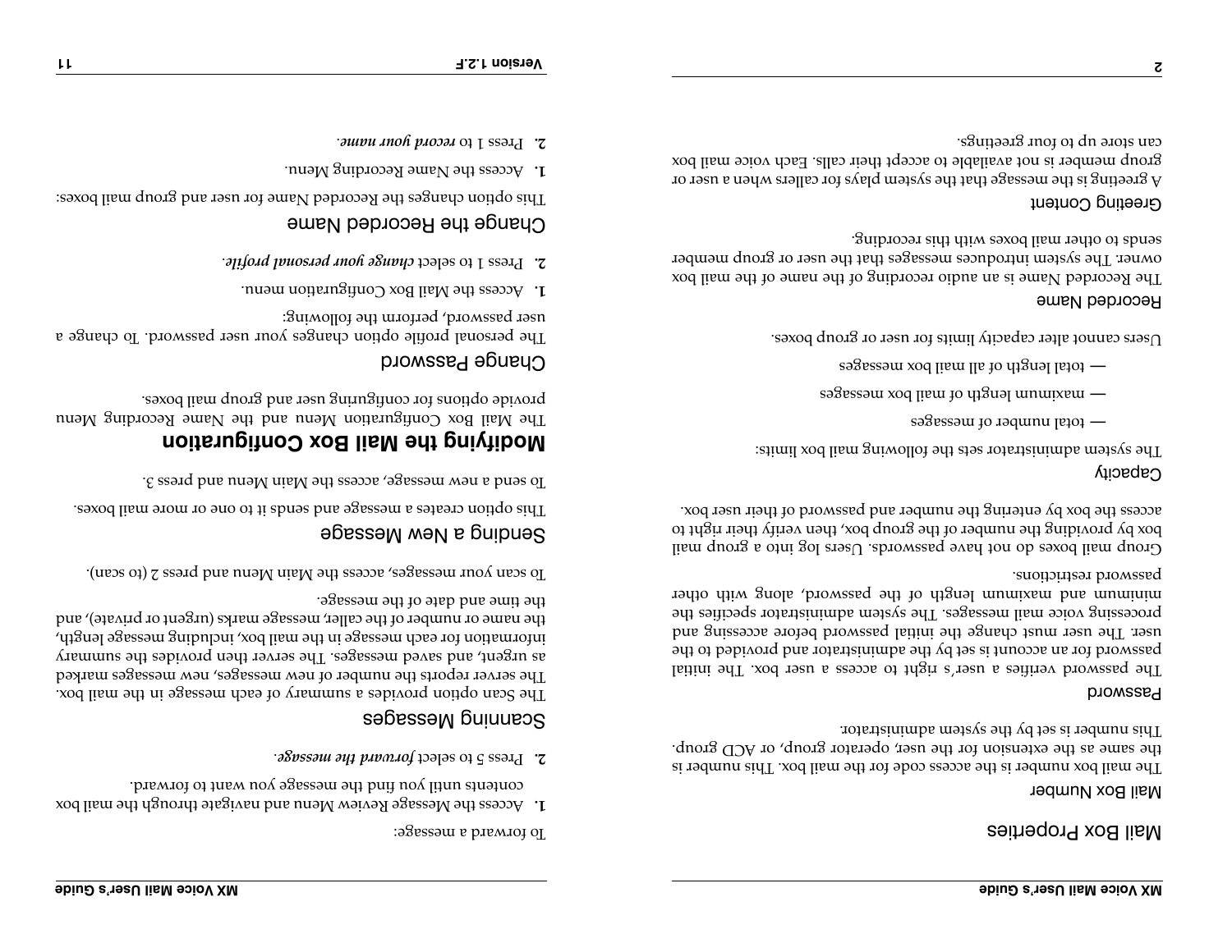## Mail Box Properties

### Mail Box Number

The mail box number is the access code for the mail box. This number is the same as the extension for the user, operator group, or ACD group. This number is set by the system administrator.

### Password

The password verifies a user's right to access a user box. The initial password for an account is set by the administrator and provided to the user. The user must change the initial password before accessing and processing voice mail messages. The system administrator specifies the minimum and maximum length of the password, along with other password restrictions.

Group mail boxes do not have passwords. Users log into a group mail box by providing the number of the group box, then verify their right to access the box by entering the number and password of their user box.

### Capacity

The system administrator sets the following mail box limits:

— total number of messages

— maximum length of mail box messages

— total length of all mail box messages

Users cannot alter capacity limits for user or group boxes.

### Recorded Name

The Recorded Name is an audio recording of the name of the mail box owner. The system introduces messages that the user or group member sends to other mail boxes with this recording.

### Greeting Content

A greeting is the message that the system plays for callers when a user or group member is not available to accept their calls. Each voice mail box can store up to four greetings.

To forward a message:

1. Access the Message Review Menu and navigate through the mail box contents until you find the message you want to forward.
2. Press 5 to select ***forward the message***.

### Scanning Messages

The Scan option provides a summary of each message in the mail box. The server reports the number of new messages, new messages marked as urgent, and saved messages. The server then provides the summary information for each message in the mail box, including message length, the name or number of the caller, message marks (urgent or private), and the time and date of the message.

To scan your messages, access the Main Menu and press 2 (to scan).

### Sending a New Message

This option creates a message and sends it to one or more mail boxes.

To send a new message, access the Main Menu and press 3.

## Modifying the Mail Box Configuration

The Mail Box Configuration Menu and the Name Recording Menu provide options for configuring user and group mail boxes.

### Change Password

The personal profile option changes your user password. To change a user password, perform the following:

1. Access the Mail Box Configuration menu.
2. Press 1 to select ***change your personal profile***.

### Change the Recorded Name

This option changes the Recorded Name for user and group mail boxes:

1. Access the Name Recording Menu.
2. Press 1 to ***record your name***.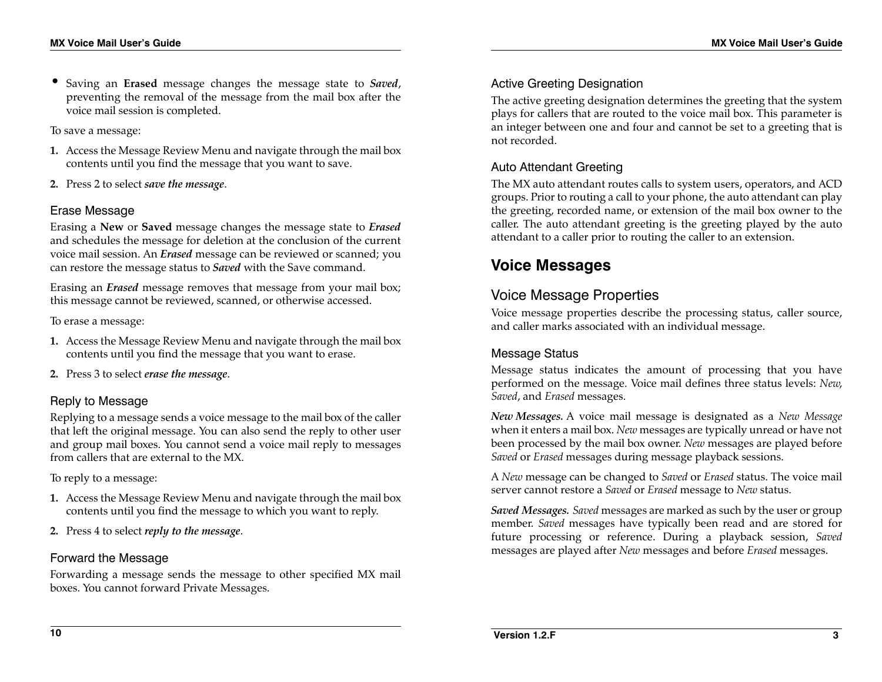- Saving an **Erased** message changes the message state to ***Saved***, preventing the removal of the message from the mail box after the voice mail session is completed.

To save a message:

1. Access the Message Review Menu and navigate through the mail box contents until you find the message that you want to save.
2. Press 2 to select ***save the message***.

### Erase Message

Erasing a **New** or **Saved** message changes the message state to ***Erased*** and schedules the message for deletion at the conclusion of the current voice mail session. An ***Erased*** message can be reviewed or scanned; you can restore the message status to ***Saved*** with the Save command.

Erasing an ***Erased*** message removes that message from your mail box; this message cannot be reviewed, scanned, or otherwise accessed.

To erase a message:

1. Access the Message Review Menu and navigate through the mail box contents until you find the message that you want to erase.
2. Press 3 to select ***erase the message***.

### Reply to Message

Replying to a message sends a voice message to the mail box of the caller that left the original message. You can also send the reply to other user and group mail boxes. You cannot send a voice mail reply to messages from callers that are external to the MX.

To reply to a message:

1. Access the Message Review Menu and navigate through the mail box contents until you find the message to which you want to reply.
2. Press 4 to select ***reply to the message***.

### Forward the Message

Forwarding a message sends the message to other specified MX mail boxes. You cannot forward Private Messages.

### Active Greeting Designation

The active greeting designation determines the greeting that the system plays for callers that are routed to the voice mail box. This parameter is an integer between one and four and cannot be set to a greeting that is not recorded.

### Auto Attendant Greeting

The MX auto attendant routes calls to system users, operators, and ACD groups. Prior to routing a call to your phone, the auto attendant can play the greeting, recorded name, or extension of the mail box owner to the caller. The auto attendant greeting is the greeting played by the auto attendant to a caller prior to routing the caller to an extension.

# Voice Messages

## Voice Message Properties

Voice message properties describe the processing status, caller source, and caller marks associated with an individual message.

### Message Status

Message status indicates the amount of processing that you have performed on the message. Voice mail defines three status levels: *New*, *Saved*, and *Erased* messages.

***New Messages.*** A voice mail message is designated as a *New Message* when it enters a mail box. *New* messages are typically unread or have not been processed by the mail box owner. *New* messages are played before *Saved* or *Erased* messages during message playback sessions.

A *New* message can be changed to *Saved* or *Erased* status. The voice mail server cannot restore a *Saved* or *Erased* message to *New* status.

***Saved Messages.*** *Saved* messages are marked as such by the user or group member. *Saved* messages have typically been read and are stored for future processing or reference. During a playback session, *Saved* messages are played after *New* messages and before *Erased* messages.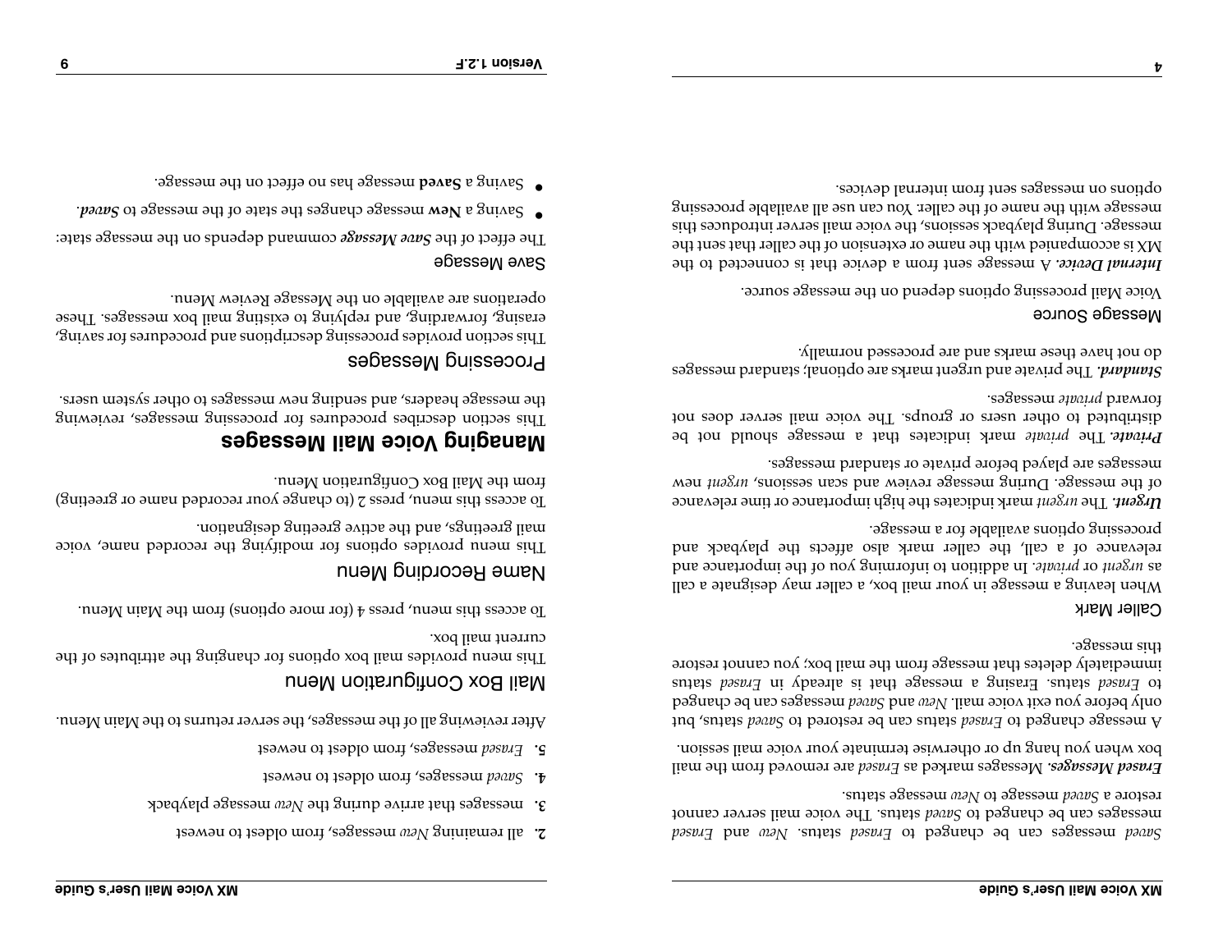*Saved* messages can be changed to *Erased* status. *New* and *Erased* messages can be changed to *Saved* status. The voice mail server cannot restore a *Saved* message to *New* message status.

***Erased Messages.*** Messages marked as *Erased* are removed from the mail box when you hang up or otherwise terminate your voice mail session.

A message changed to *Erased* status can be restored to *Saved* status, but only before you exit voice mail. *New* and *Saved* messages can be changed to *Erased* status. Erasing a message that is already in *Erased* status immediately deletes that message from the mail box; you cannot restore this message.

### Caller Mark

When leaving a message in your mail box, a caller may designate a call as *urgent* or *private*. In addition to informing you of the importance and relevance of a call, the caller mark also affects the playback and processing options available for a message.

***Urgent.*** The *urgent* mark indicates the high importance or time relevance of the message. During message review and scan sessions, *urgent* new messages are played before private or standard messages.

***Private.*** The *private* mark indicates that a message should not be distributed to other users or groups. The voice mail server does not forward *private* messages.

***Standard.*** The private and urgent marks are optional; standard messages do not have these marks and are processed normally.

### Message Source

Voice Mail processing options depend on the message source.

***Internal Device.*** A message sent from a device that is connected to the MX is accompanied with the name or extension of the caller that sent the message. During playback sessions, the voice mail server introduces this message with the name of the caller. You can use all available processing options on messages sent from internal devices.

2. all remaining *New* messages, from oldest to newest
3. messages that arrive during the *New* message playback
4. *Saved* messages, from oldest to newest
5. *Erased* messages, from oldest to newest

After reviewing all of the messages, the server returns to the Main Menu.

### Mail Box Configuration Menu

This menu provides mail box options for changing the attributes of the current mail box.

To access this menu, press 4 (for more options) from the Main Menu.

### Name Recording Menu

This menu provides options for modifying the recorded name, voice mail greetings, and the active greeting designation.

To access this menu, press 2 (to change your recorded name or greeting) from the Mail Box Configuration Menu.

## Managing Voice Mail Messages

This section describes procedures for processing messages, reviewing the message headers, and sending new messages to other system users.

### Processing Messages

This section provides processing descriptions and procedures for saving, erasing, forwarding, and replying to existing mail box messages. These operations are available on the Message Review Menu.

### Save Message

The effect of the ***Save Message*** command depends on the message state:

- Saving a **New** message changes the state of the message to ***Saved***.
- Saving a **Saved** message has no effect on the message.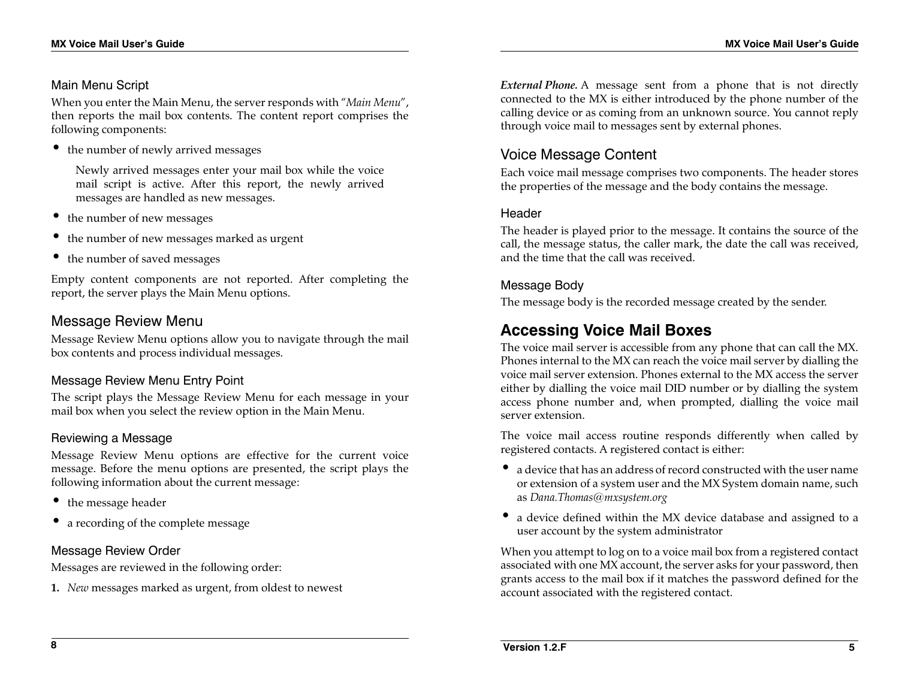### Main Menu Script

When you enter the Main Menu, the server responds with "*Main Menu*", then reports the mail box contents. The content report comprises the following components:

- the number of newly arrived messages

  Newly arrived messages enter your mail box while the voice mail script is active. After this report, the newly arrived messages are handled as new messages.

- the number of new messages
- the number of new messages marked as urgent
- the number of saved messages

Empty content components are not reported. After completing the report, the server plays the Main Menu options.

## Message Review Menu

Message Review Menu options allow you to navigate through the mail box contents and process individual messages.

### Message Review Menu Entry Point

The script plays the Message Review Menu for each message in your mail box when you select the review option in the Main Menu.

### Reviewing a Message

Message Review Menu options are effective for the current voice message. Before the menu options are presented, the script plays the following information about the current message:

- the message header
- a recording of the complete message

### Message Review Order

Messages are reviewed in the following order:

1. *New* messages marked as urgent, from oldest to newest

***External Phone.*** A message sent from a phone that is not directly connected to the MX is either introduced by the phone number of the calling device or as coming from an unknown source. You cannot reply through voice mail to messages sent by external phones.

## Voice Message Content

Each voice mail message comprises two components. The header stores the properties of the message and the body contains the message.

### Header

The header is played prior to the message. It contains the source of the call, the message status, the caller mark, the date the call was received, and the time that the call was received.

### Message Body

The message body is the recorded message created by the sender.

# Accessing Voice Mail Boxes

The voice mail server is accessible from any phone that can call the MX. Phones internal to the MX can reach the voice mail server by dialling the voice mail server extension. Phones external to the MX access the server either by dialling the voice mail DID number or by dialling the system access phone number and, when prompted, dialling the voice mail server extension.

The voice mail access routine responds differently when called by registered contacts. A registered contact is either:

- a device that has an address of record constructed with the user name or extension of a system user and the MX System domain name, such as *Dana.Thomas@mxsystem.org*
- a device defined within the MX device database and assigned to a user account by the system administrator

When you attempt to log on to a voice mail box from a registered contact associated with one MX account, the server asks for your password, then grants access to the mail box if it matches the password defined for the account associated with the registered contact.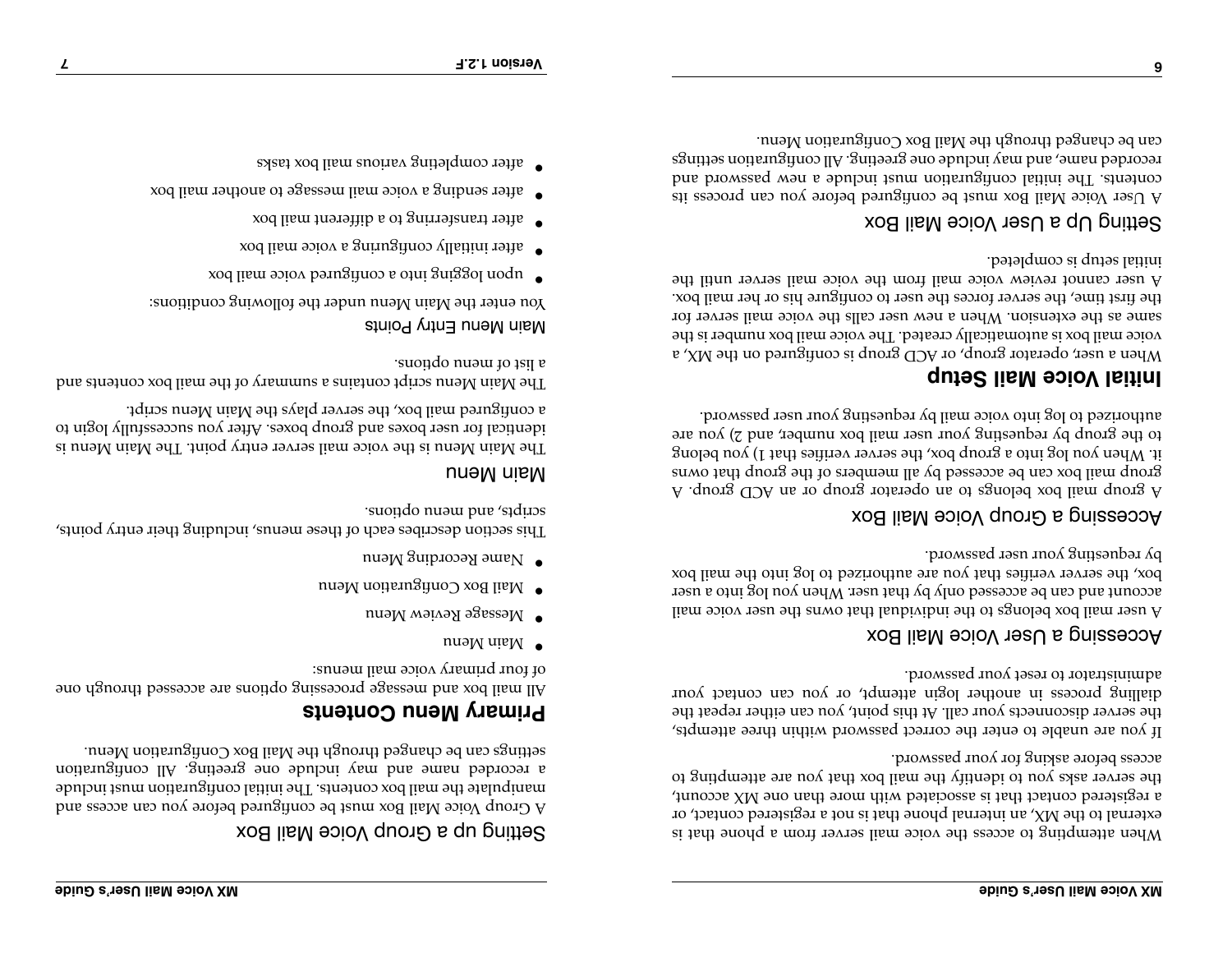When attempting to access the voice mail server from a phone that is external to the MX, an internal phone that is not a registered contact, or a registered contact that is associated with more than one MX account, the server asks you to identify the mail box that you are attempting to access before asking for your password.

If you are unable to enter the correct password within three attempts, the server disconnects your call. At this point, you can either repeat the dialling process in another login attempt, or you can contact your administrator to reset your password.

### Accessing a User Voice Mail Box

A user mail box belongs to the individual that owns the user voice mail account and can be accessed only by that user. When you log into a user box, the server verifies that you are authorized to log into the mail box by requesting your user password.

### Accessing a Group Voice Mail Box

A group mail box belongs to an operator group or an ACD group. A group mail box can be accessed by all members of the group that owns it. When you log into a group box, the server verifies that 1) you belong to the group by requesting your user mail box number, and 2) you are authorized to log into voice mail by requesting your user password.

## Initial Voice Mail Setup

When a user, operator group, or ACD group is configured on the MX, a voice mail box is automatically created. The voice mail box number is the same as the extension. When a new user calls the voice mail server for the first time, the server forces the user to configure his or her mail box. A user cannot review voice mail from the voice mail server until the initial setup is completed.

### Setting Up a User Voice Mail Box

A User Voice Mail Box must be configured before you can process its contents. The initial configuration must include a new password and recorded name, and may include one greeting. All configuration settings can be changed through the Mail Box Configuration Menu.

### Setting up a Group Voice Mail Box

A Group Voice Mail Box must be configured before you can access and manipulate the mail box contents. The initial configuration must include a recorded name and may include one greeting. All configuration settings can be changed through the Mail Box Configuration Menu.

## Primary Menu Contents

All mail box and message processing options are accessed through one of four primary voice mail menus:

- Main Menu
- Message Review Menu
- Mail Box Configuration Menu
- Name Recording Menu

This section describes each of these menus, including their entry points, scripts, and menu options.

### Main Menu

The Main Menu is the voice mail server entry point. The Main Menu is identical for user boxes and group boxes. After you successfully login to a configured mail box, the server plays the Main Menu script.

The Main Menu script contains a summary of the mail box contents and a list of menu options.

#### Main Menu Entry Points

You enter the Main Menu under the following conditions:

- upon logging into a configured voice mail box
- after initially configuring a voice mail box
- after transferring to a different mail box
- after sending a voice mail message to another mail box
- after completing various mail box tasks